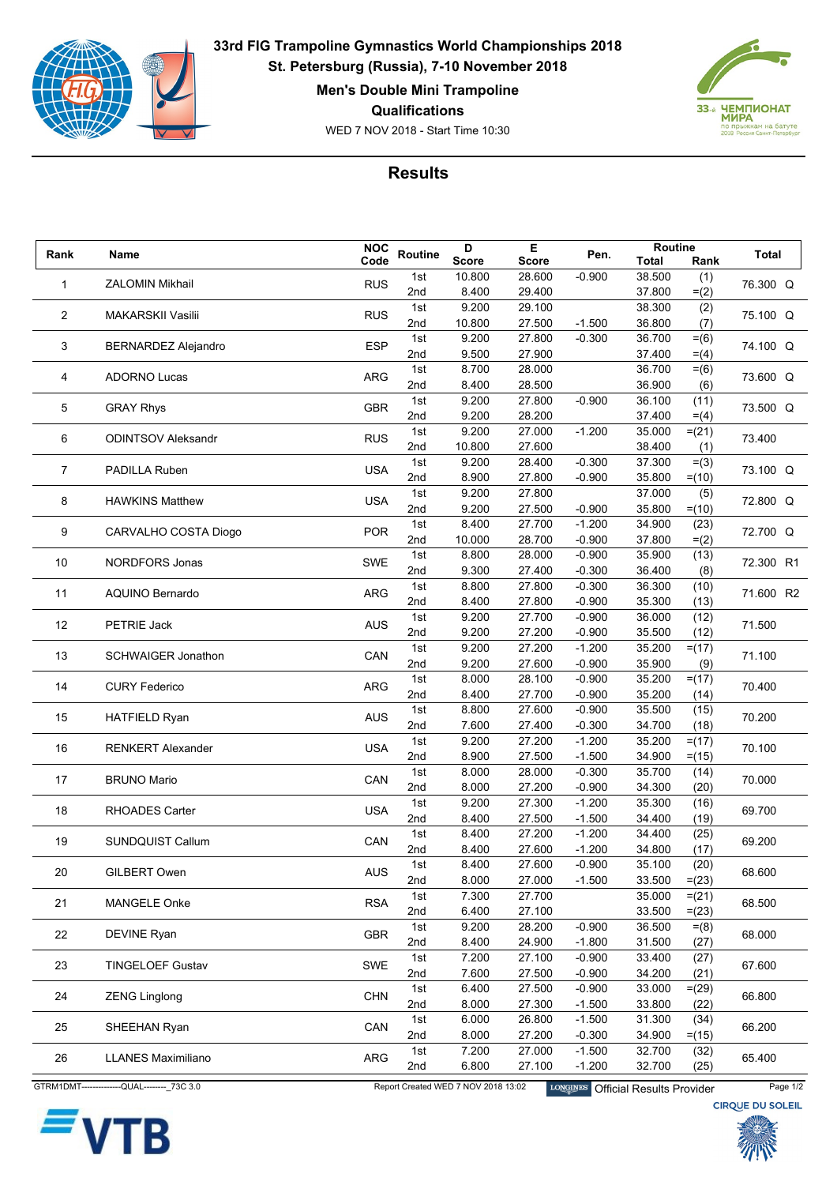# 33rd FIG Trampoline Gymnastics World Championships 2018

## St. Petersburg (Russia), 7-10 November 2018

### Men's Double Mini Trampoline

### Qualifications

WED 7 NOV 2018 - Start Time 10:30

## Results

| Rank | Name | NOC Code | Routine | D Score | E Score | Pen. | Routine Total | Routine Rank | Total |
|---|---|---|---|---|---|---|---|---|---|
| 1 | ZALOMIN Mikhail | RUS | 1st | 10.800 | 28.600 | -0.900 | 38.500 | (1) | 76.300 Q |
| | | | 2nd | 8.400 | 29.400 | | 37.800 | =(2) | |
| 2 | MAKARSKII Vasilii | RUS | 1st | 9.200 | 29.100 | | 38.300 | (2) | 75.100 Q |
| | | | 2nd | 10.800 | 27.500 | -1.500 | 36.800 | (7) | |
| 3 | BERNARDEZ Alejandro | ESP | 1st | 9.200 | 27.800 | -0.300 | 36.700 | =(6) | 74.100 Q |
| | | | 2nd | 9.500 | 27.900 | | 37.400 | =(4) | |
| 4 | ADORNO Lucas | ARG | 1st | 8.700 | 28.000 | | 36.700 | =(6) | 73.600 Q |
| | | | 2nd | 8.400 | 28.500 | | 36.900 | (6) | |
| 5 | GRAY Rhys | GBR | 1st | 9.200 | 27.800 | -0.900 | 36.100 | (11) | 73.500 Q |
| | | | 2nd | 9.200 | 28.200 | | 37.400 | =(4) | |
| 6 | ODINTSOV Aleksandr | RUS | 1st | 9.200 | 27.000 | -1.200 | 35.000 | =(21) | 73.400 |
| | | | 2nd | 10.800 | 27.600 | | 38.400 | (1) | |
| 7 | PADILLA Ruben | USA | 1st | 9.200 | 28.400 | -0.300 | 37.300 | =(3) | 73.100 Q |
| | | | 2nd | 8.900 | 27.800 | -0.900 | 35.800 | =(10) | |
| 8 | HAWKINS Matthew | USA | 1st | 9.200 | 27.800 | | 37.000 | (5) | 72.800 Q |
| | | | 2nd | 9.200 | 27.500 | -0.900 | 35.800 | =(10) | |
| 9 | CARVALHO COSTA Diogo | POR | 1st | 8.400 | 27.700 | -1.200 | 34.900 | (23) | 72.700 Q |
| | | | 2nd | 10.000 | 28.700 | -0.900 | 37.800 | =(2) | |
| 10 | NORDFORS Jonas | SWE | 1st | 8.800 | 28.000 | -0.900 | 35.900 | (13) | 72.300 R1 |
| | | | 2nd | 9.300 | 27.400 | -0.300 | 36.400 | (8) | |
| 11 | AQUINO Bernardo | ARG | 1st | 8.800 | 27.800 | -0.300 | 36.300 | (10) | 71.600 R2 |
| | | | 2nd | 8.400 | 27.800 | -0.900 | 35.300 | (13) | |
| 12 | PETRIE Jack | AUS | 1st | 9.200 | 27.700 | -0.900 | 36.000 | (12) | 71.500 |
| | | | 2nd | 9.200 | 27.200 | -0.900 | 35.500 | (12) | |
| 13 | SCHWAIGER Jonathon | CAN | 1st | 9.200 | 27.200 | -1.200 | 35.200 | =(17) | 71.100 |
| | | | 2nd | 9.200 | 27.600 | -0.900 | 35.900 | (9) | |
| 14 | CURY Federico | ARG | 1st | 8.000 | 28.100 | -0.900 | 35.200 | =(17) | 70.400 |
| | | | 2nd | 8.400 | 27.700 | -0.900 | 35.200 | (14) | |
| 15 | HATFIELD Ryan | AUS | 1st | 8.800 | 27.600 | -0.900 | 35.500 | (15) | 70.200 |
| | | | 2nd | 7.600 | 27.400 | -0.300 | 34.700 | (18) | |
| 16 | RENKERT Alexander | USA | 1st | 9.200 | 27.200 | -1.200 | 35.200 | =(17) | 70.100 |
| | | | 2nd | 8.900 | 27.500 | -1.500 | 34.900 | =(15) | |
| 17 | BRUNO Mario | CAN | 1st | 8.000 | 28.000 | -0.300 | 35.700 | (14) | 70.000 |
| | | | 2nd | 8.000 | 27.200 | -0.900 | 34.300 | (20) | |
| 18 | RHOADES Carter | USA | 1st | 9.200 | 27.300 | -1.200 | 35.300 | (16) | 69.700 |
| | | | 2nd | 8.400 | 27.500 | -1.500 | 34.400 | (19) | |
| 19 | SUNDQUIST Callum | CAN | 1st | 8.400 | 27.200 | -1.200 | 34.400 | (25) | 69.200 |
| | | | 2nd | 8.400 | 27.600 | -1.200 | 34.800 | (17) | |
| 20 | GILBERT Owen | AUS | 1st | 8.400 | 27.600 | -0.900 | 35.100 | (20) | 68.600 |
| | | | 2nd | 8.000 | 27.000 | -1.500 | 33.500 | =(23) | |
| 21 | MANGELE Onke | RSA | 1st | 7.300 | 27.700 | | 35.000 | =(21) | 68.500 |
| | | | 2nd | 6.400 | 27.100 | | 33.500 | =(23) | |
| 22 | DEVINE Ryan | GBR | 1st | 9.200 | 28.200 | -0.900 | 36.500 | =(8) | 68.000 |
| | | | 2nd | 8.400 | 24.900 | -1.800 | 31.500 | (27) | |
| 23 | TINGELOEF Gustav | SWE | 1st | 7.200 | 27.100 | -0.900 | 33.400 | (27) | 67.600 |
| | | | 2nd | 7.600 | 27.500 | -0.900 | 34.200 | (21) | |
| 24 | ZENG Linglong | CHN | 1st | 6.400 | 27.500 | -0.900 | 33.000 | =(29) | 66.800 |
| | | | 2nd | 8.000 | 27.300 | -1.500 | 33.800 | (22) | |
| 25 | SHEEHAN Ryan | CAN | 1st | 6.000 | 26.800 | -1.500 | 31.300 | (34) | 66.200 |
| | | | 2nd | 8.000 | 27.200 | -0.300 | 34.900 | =(15) | |
| 26 | LLANES Maximiliano | ARG | 1st | 7.200 | 27.000 | -1.500 | 32.700 | (32) | 65.400 |
| | | | 2nd | 6.800 | 27.100 | -1.200 | 32.700 | (25) | |

GTRM1DMT--------------QUAL--------_73C 3.0 Report Created WED 7 NOV 2018 13:02 LONGINES Official Results Provider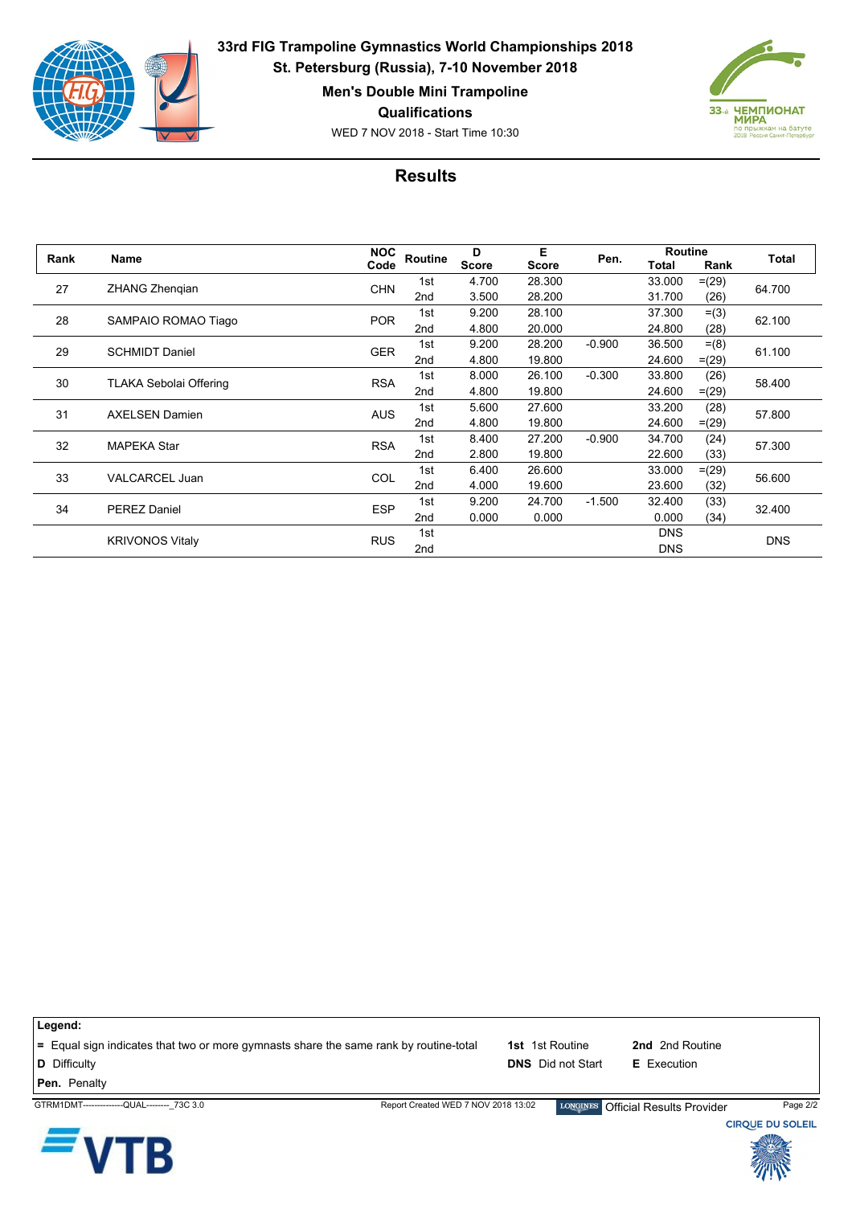**33rd FIG Trampoline Gymnastics World Championships 2018**
**St. Petersburg (Russia), 7-10 November 2018**
**Men's Double Mini Trampoline**
**Qualifications**
WED 7 NOV 2018 - Start Time 10:30

## Results

| Rank | Name | NOC Code | Routine | D Score | E Score | Pen. | Routine Total | Routine Rank | Total |
|---|---|---|---|---|---|---|---|---|---|
| 27 | ZHANG Zhenqian | CHN | 1st | 4.700 | 28.300 | | 33.000 | =(29) | 64.700 |
| | | | 2nd | 3.500 | 28.200 | | 31.700 | (26) | |
| 28 | SAMPAIO ROMAO Tiago | POR | 1st | 9.200 | 28.100 | | 37.300 | =(3) | 62.100 |
| | | | 2nd | 4.800 | 20.000 | | 24.800 | (28) | |
| 29 | SCHMIDT Daniel | GER | 1st | 9.200 | 28.200 | -0.900 | 36.500 | =(8) | 61.100 |
| | | | 2nd | 4.800 | 19.800 | | 24.600 | =(29) | |
| 30 | TLAKA Sebolai Offering | RSA | 1st | 8.000 | 26.100 | -0.300 | 33.800 | (26) | 58.400 |
| | | | 2nd | 4.800 | 19.800 | | 24.600 | =(29) | |
| 31 | AXELSEN Damien | AUS | 1st | 5.600 | 27.600 | | 33.200 | (28) | 57.800 |
| | | | 2nd | 4.800 | 19.800 | | 24.600 | =(29) | |
| 32 | MAPEKA Star | RSA | 1st | 8.400 | 27.200 | -0.900 | 34.700 | (24) | 57.300 |
| | | | 2nd | 2.800 | 19.800 | | 22.600 | (33) | |
| 33 | VALCARCEL Juan | COL | 1st | 6.400 | 26.600 | | 33.000 | =(29) | 56.600 |
| | | | 2nd | 4.000 | 19.600 | | 23.600 | (32) | |
| 34 | PEREZ Daniel | ESP | 1st | 9.200 | 24.700 | -1.500 | 32.400 | (33) | 32.400 |
| | | | 2nd | 0.000 | 0.000 | | 0.000 | (34) | |
| | KRIVONOS Vitaly | RUS | 1st | | | | DNS | | DNS |
| | | | 2nd | | | | DNS | | |

**Legend:**
**=** Equal sign indicates that two or more gymnasts share the same rank by routine-total
**D** Difficulty
**Pen.** Penalty
**1st** 1st Routine
**2nd** 2nd Routine
**DNS** Did not Start
**E** Execution

GTRM1DMT--------------QUAL--------_73C 3.0
Report Created WED 7 NOV 2018 13:02
Official Results Provider